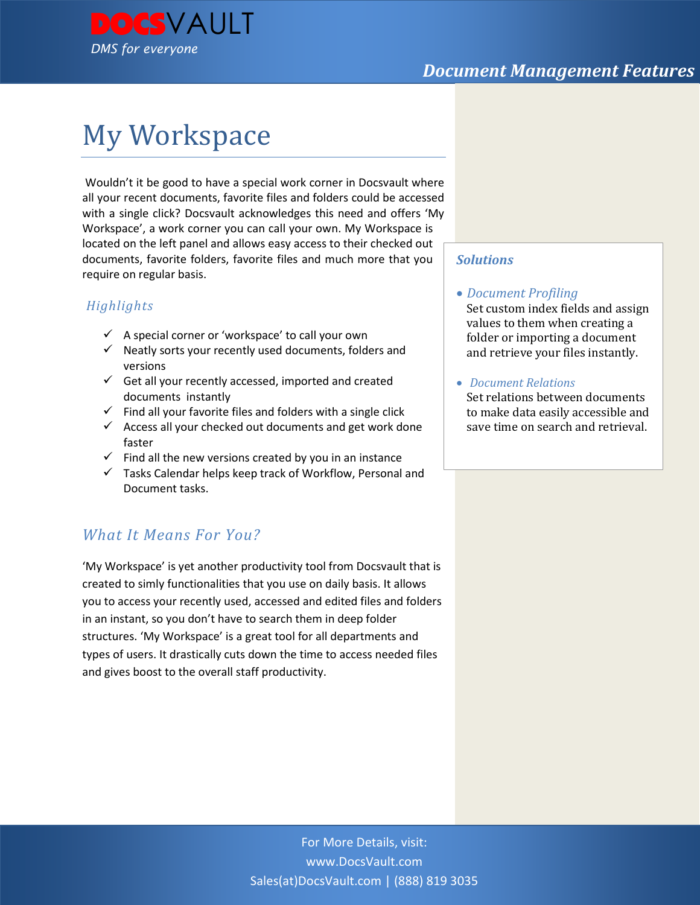# My Workspace

Wouldn't it be good to have a special work corner in Docsvault where all your recent documents, favorite files and folders could be accessed with a single click? Docsvault acknowledges this need and offers 'My Workspace', a work corner you can call your own. My Workspace is located on the left panel and allows easy access to their checked out documents, favorite folders, favorite files and much more that you require on regular basis.

## *Highlights*

- ✓ A special corner or 'workspace' to call your own
- ✓ Neatly sorts your recently used documents, folders and versions
- ✓ Get all your recently accessed, imported and created documents instantly
- ✓ Find all your favorite files and folders with a single click
- ✓ Access all your checked out documents and get work done faster
- ✓ Find all the new versions created by you in an instance
- ✓ Tasks Calendar helps keep track of Workflow, Personal and Document tasks.

## *What It Means For You?*

'My Workspace' is yet another productivity tool from Docsvault that is created to simly functionalities that you use on daily basis. It allows you to access your recently used, accessed and edited files and folders in an instant, so you don't have to search them in deep folder structures. 'My Workspace' is a great tool for all departments and types of users. It drastically cuts down the time to access needed files and gives boost to the overall staff productivity.

## *Solutions*

- *Document Profiling*
  Set custom index fields and assign values to them when creating a folder or importing a document and retrieve your files instantly.

- *Document Relations*
  Set relations between documents to make data easily accessible and save time on search and retrieval.

For More Details, visit:
www.DocsVault.com
Sales(at)DocsVault.com | (888) 819 3035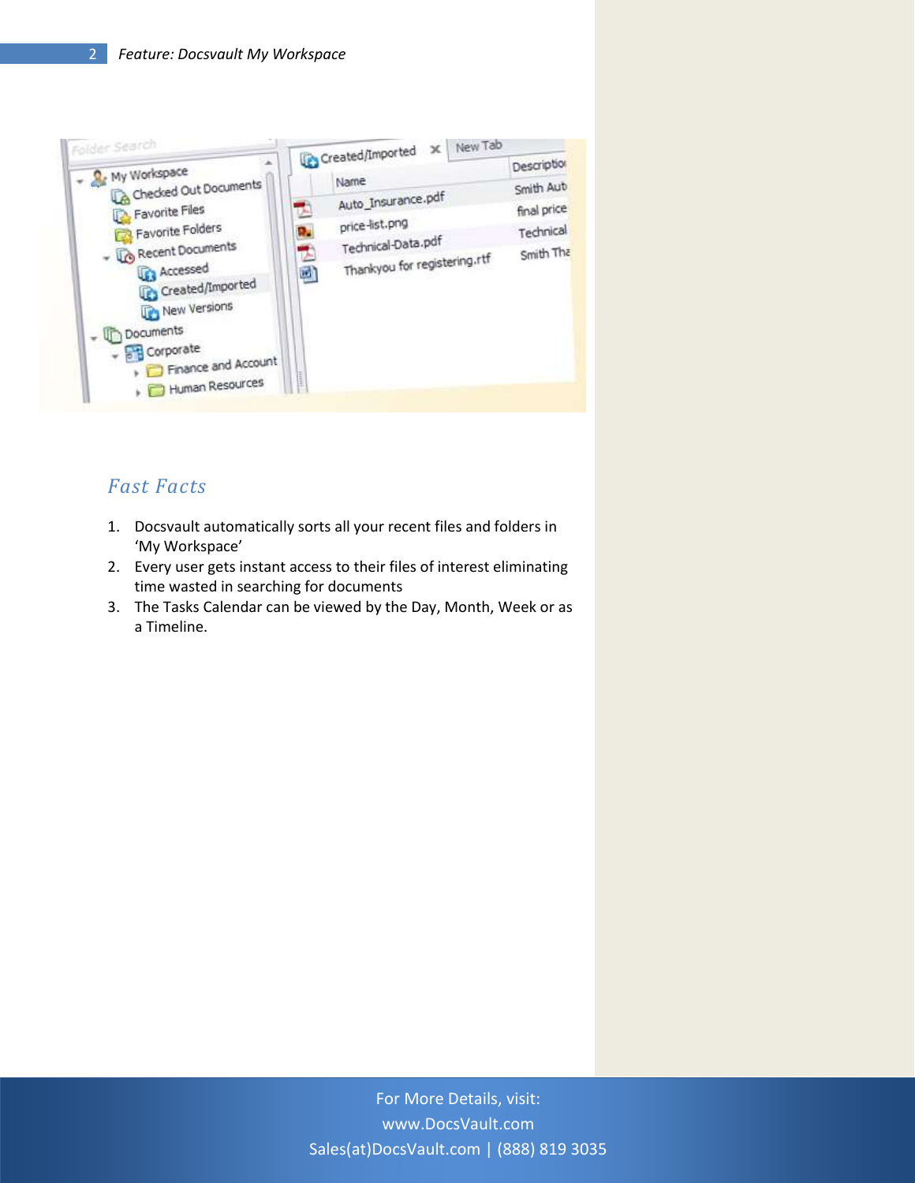## *Fast Facts*

1. Docsvault automatically sorts all your recent files and folders in 'My Workspace'
2. Every user gets instant access to their files of interest eliminating time wasted in searching for documents
3. The Tasks Calendar can be viewed by the Day, Month, Week or as a Timeline.

For More Details, visit:
www.DocsVault.com
Sales(at)DocsVault.com | (888) 819 3035